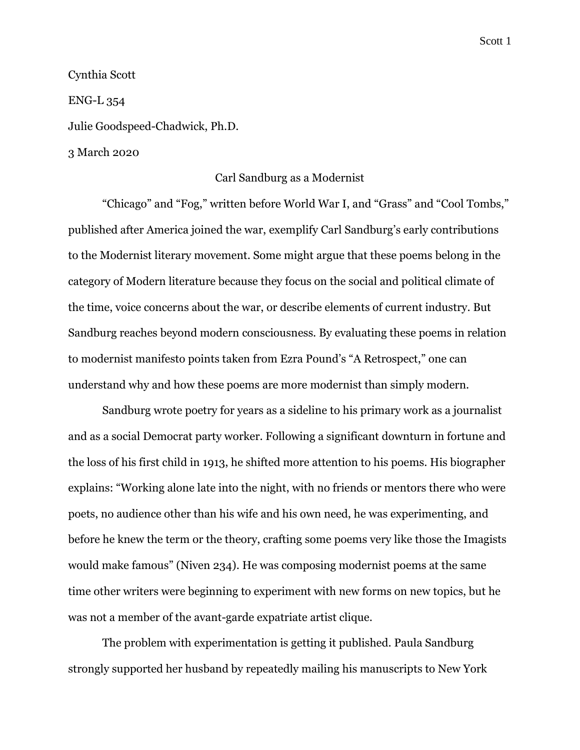Cynthia Scott

ENG-L 354

Julie Goodspeed-Chadwick, Ph.D.

3 March 2020

# Carl Sandburg as a Modernist

"Chicago" and "Fog," written before World War I, and "Grass" and "Cool Tombs," published after America joined the war, exemplify Carl Sandburg's early contributions to the Modernist literary movement. Some might argue that these poems belong in the category of Modern literature because they focus on the social and political climate of the time, voice concerns about the war, or describe elements of current industry. But Sandburg reaches beyond modern consciousness. By evaluating these poems in relation to modernist manifesto points taken from Ezra Pound's "A Retrospect," one can understand why and how these poems are more modernist than simply modern.

Sandburg wrote poetry for years as a sideline to his primary work as a journalist and as a social Democrat party worker. Following a significant downturn in fortune and the loss of his first child in 1913, he shifted more attention to his poems. His biographer explains: "Working alone late into the night, with no friends or mentors there who were poets, no audience other than his wife and his own need, he was experimenting, and before he knew the term or the theory, crafting some poems very like those the Imagists would make famous" (Niven 234). He was composing modernist poems at the same time other writers were beginning to experiment with new forms on new topics, but he was not a member of the avant-garde expatriate artist clique.

The problem with experimentation is getting it published. Paula Sandburg strongly supported her husband by repeatedly mailing his manuscripts to New York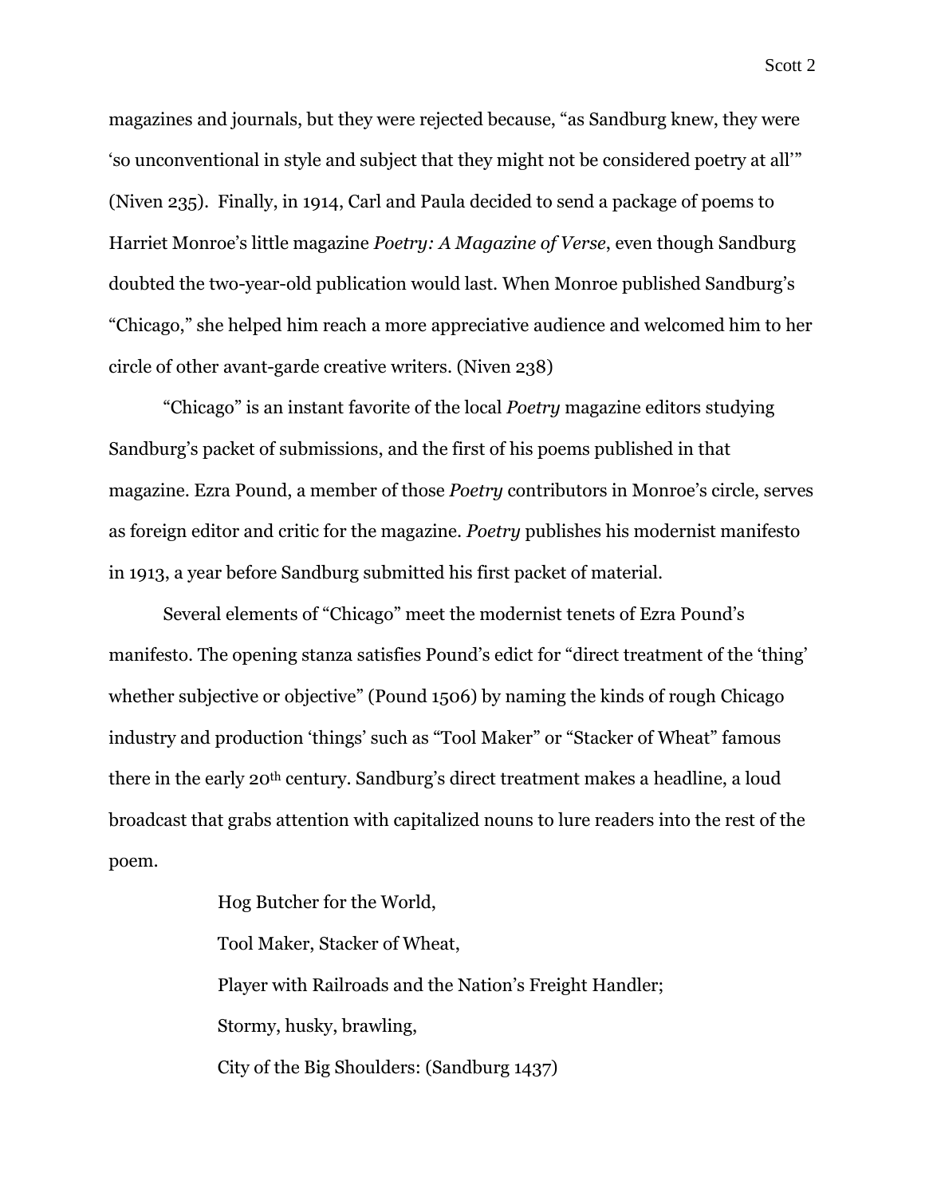magazines and journals, but they were rejected because, "as Sandburg knew, they were 'so unconventional in style and subject that they might not be considered poetry at all'" (Niven 235). Finally, in 1914, Carl and Paula decided to send a package of poems to Harriet Monroe's little magazine *Poetry: A Magazine of Verse*, even though Sandburg doubted the two-year-old publication would last. When Monroe published Sandburg's "Chicago," she helped him reach a more appreciative audience and welcomed him to her circle of other avant-garde creative writers. (Niven 238)

"Chicago" is an instant favorite of the local *Poetry* magazine editors studying Sandburg's packet of submissions, and the first of his poems published in that magazine. Ezra Pound, a member of those *Poetry* contributors in Monroe's circle, serves as foreign editor and critic for the magazine. *Poetry* publishes his modernist manifesto in 1913, a year before Sandburg submitted his first packet of material.

Several elements of "Chicago" meet the modernist tenets of Ezra Pound's manifesto. The opening stanza satisfies Pound's edict for "direct treatment of the 'thing' whether subjective or objective" (Pound 1506) by naming the kinds of rough Chicago industry and production 'things' such as "Tool Maker" or "Stacker of Wheat" famous there in the early 20th century. Sandburg's direct treatment makes a headline, a loud broadcast that grabs attention with capitalized nouns to lure readers into the rest of the poem.

> Hog Butcher for the World,
> Tool Maker, Stacker of Wheat,
> Player with Railroads and the Nation's Freight Handler;
> Stormy, husky, brawling,
> City of the Big Shoulders: (Sandburg 1437)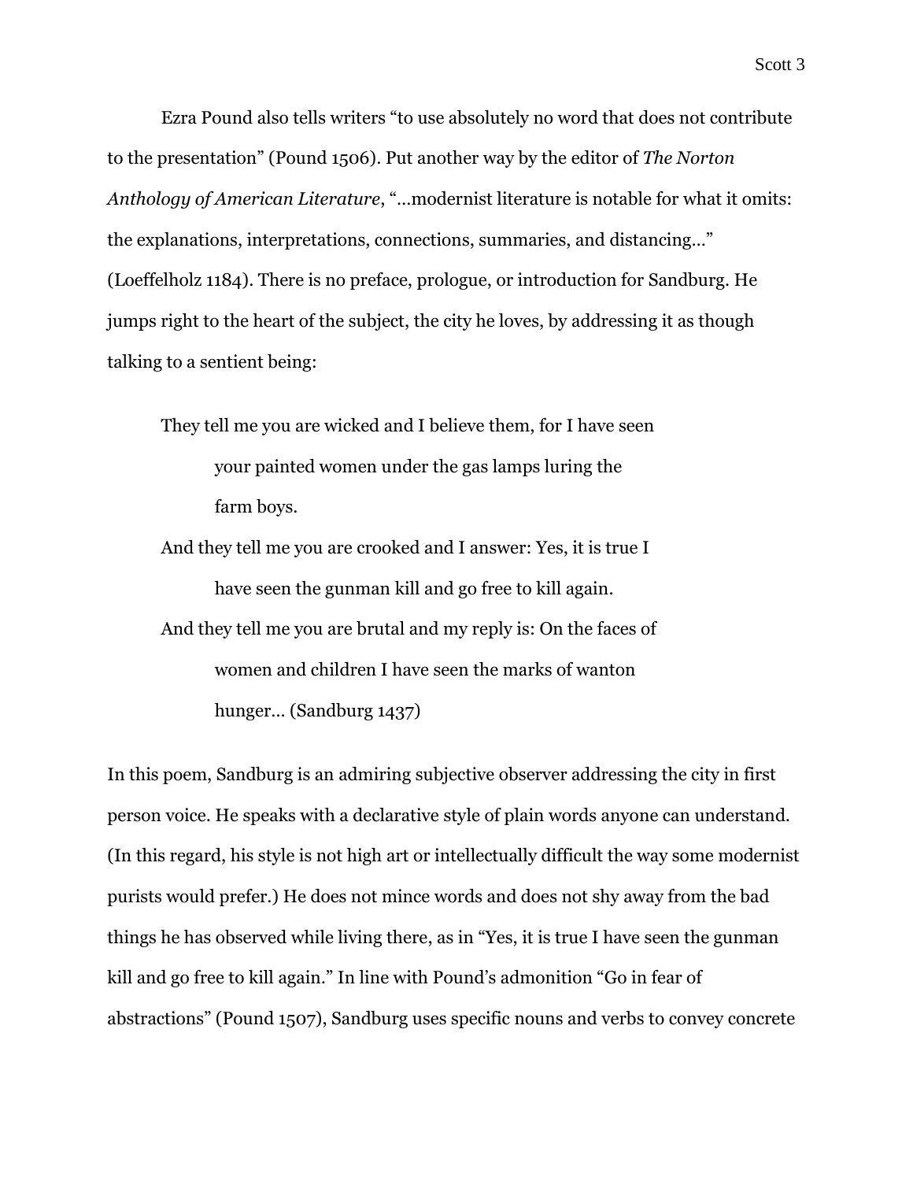Ezra Pound also tells writers "to use absolutely no word that does not contribute to the presentation" (Pound 1506). Put another way by the editor of *The Norton Anthology of American Literature*, "…modernist literature is notable for what it omits: the explanations, interpretations, connections, summaries, and distancing…" (Loeffelholz 1184). There is no preface, prologue, or introduction for Sandburg. He jumps right to the heart of the subject, the city he loves, by addressing it as though talking to a sentient being:

> They tell me you are wicked and I believe them, for I have seen
> &nbsp;&nbsp;&nbsp;&nbsp;&nbsp;&nbsp;&nbsp;&nbsp;your painted women under the gas lamps luring the
> &nbsp;&nbsp;&nbsp;&nbsp;&nbsp;&nbsp;&nbsp;&nbsp;farm boys.
> And they tell me you are crooked and I answer: Yes, it is true I
> &nbsp;&nbsp;&nbsp;&nbsp;&nbsp;&nbsp;&nbsp;&nbsp;have seen the gunman kill and go free to kill again.
> And they tell me you are brutal and my reply is: On the faces of
> &nbsp;&nbsp;&nbsp;&nbsp;&nbsp;&nbsp;&nbsp;&nbsp;women and children I have seen the marks of wanton
> &nbsp;&nbsp;&nbsp;&nbsp;&nbsp;&nbsp;&nbsp;&nbsp;hunger… (Sandburg 1437)

In this poem, Sandburg is an admiring subjective observer addressing the city in first person voice. He speaks with a declarative style of plain words anyone can understand. (In this regard, his style is not high art or intellectually difficult the way some modernist purists would prefer.) He does not mince words and does not shy away from the bad things he has observed while living there, as in "Yes, it is true I have seen the gunman kill and go free to kill again." In line with Pound's admonition "Go in fear of abstractions" (Pound 1507), Sandburg uses specific nouns and verbs to convey concrete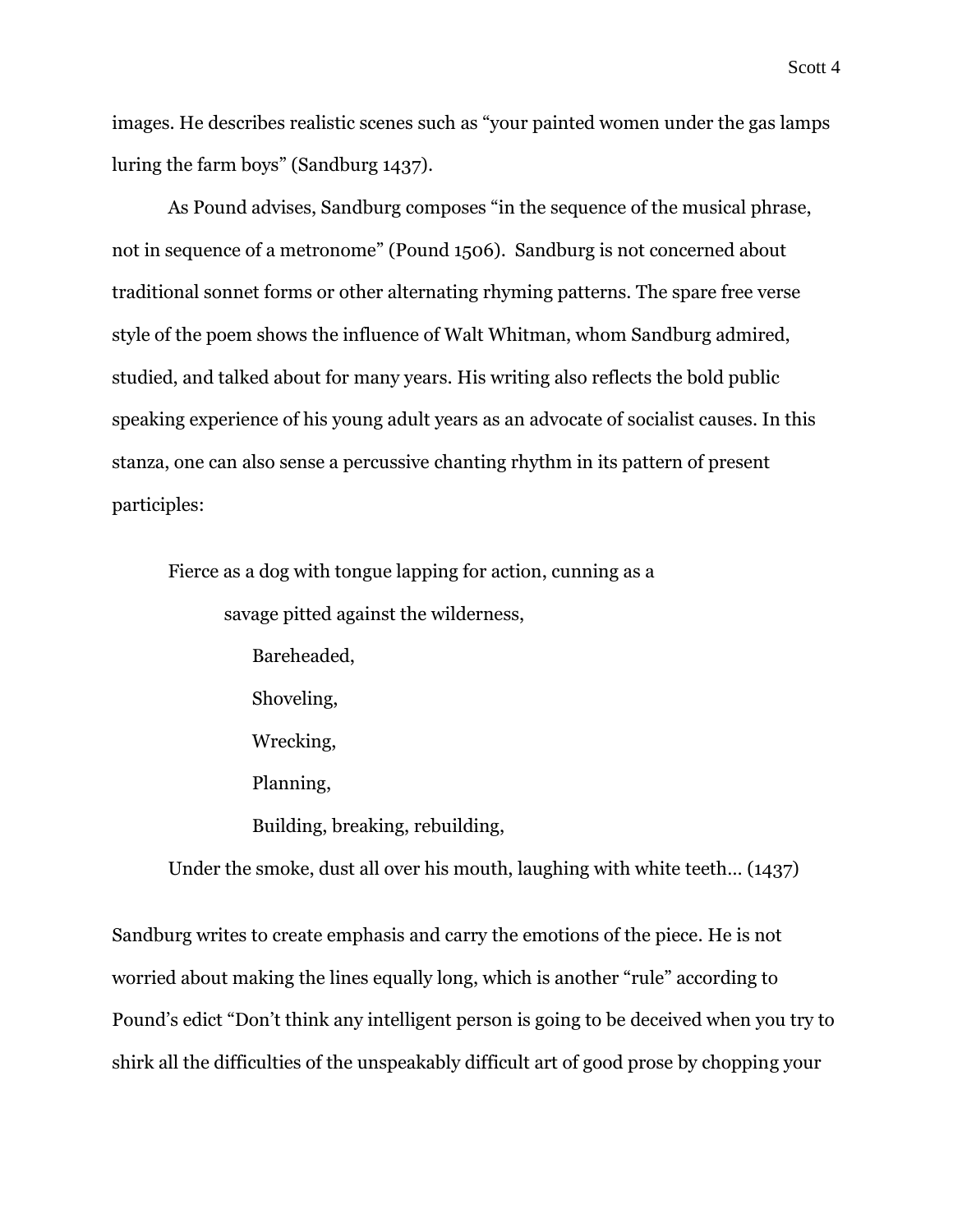images. He describes realistic scenes such as “your painted women under the gas lamps luring the farm boys” (Sandburg 1437).

As Pound advises, Sandburg composes “in the sequence of the musical phrase, not in sequence of a metronome” (Pound 1506). Sandburg is not concerned about traditional sonnet forms or other alternating rhyming patterns. The spare free verse style of the poem shows the influence of Walt Whitman, whom Sandburg admired, studied, and talked about for many years. His writing also reflects the bold public speaking experience of his young adult years as an advocate of socialist causes. In this stanza, one can also sense a percussive chanting rhythm in its pattern of present participles:

> Fierce as a dog with tongue lapping for action, cunning as a
> savage pitted against the wilderness,
> Bareheaded,
> Shoveling,
> Wrecking,
> Planning,
> Building, breaking, rebuilding,
> Under the smoke, dust all over his mouth, laughing with white teeth… (1437)

Sandburg writes to create emphasis and carry the emotions of the piece. He is not worried about making the lines equally long, which is another “rule” according to Pound’s edict “Don’t think any intelligent person is going to be deceived when you try to shirk all the difficulties of the unspeakably difficult art of good prose by chopping your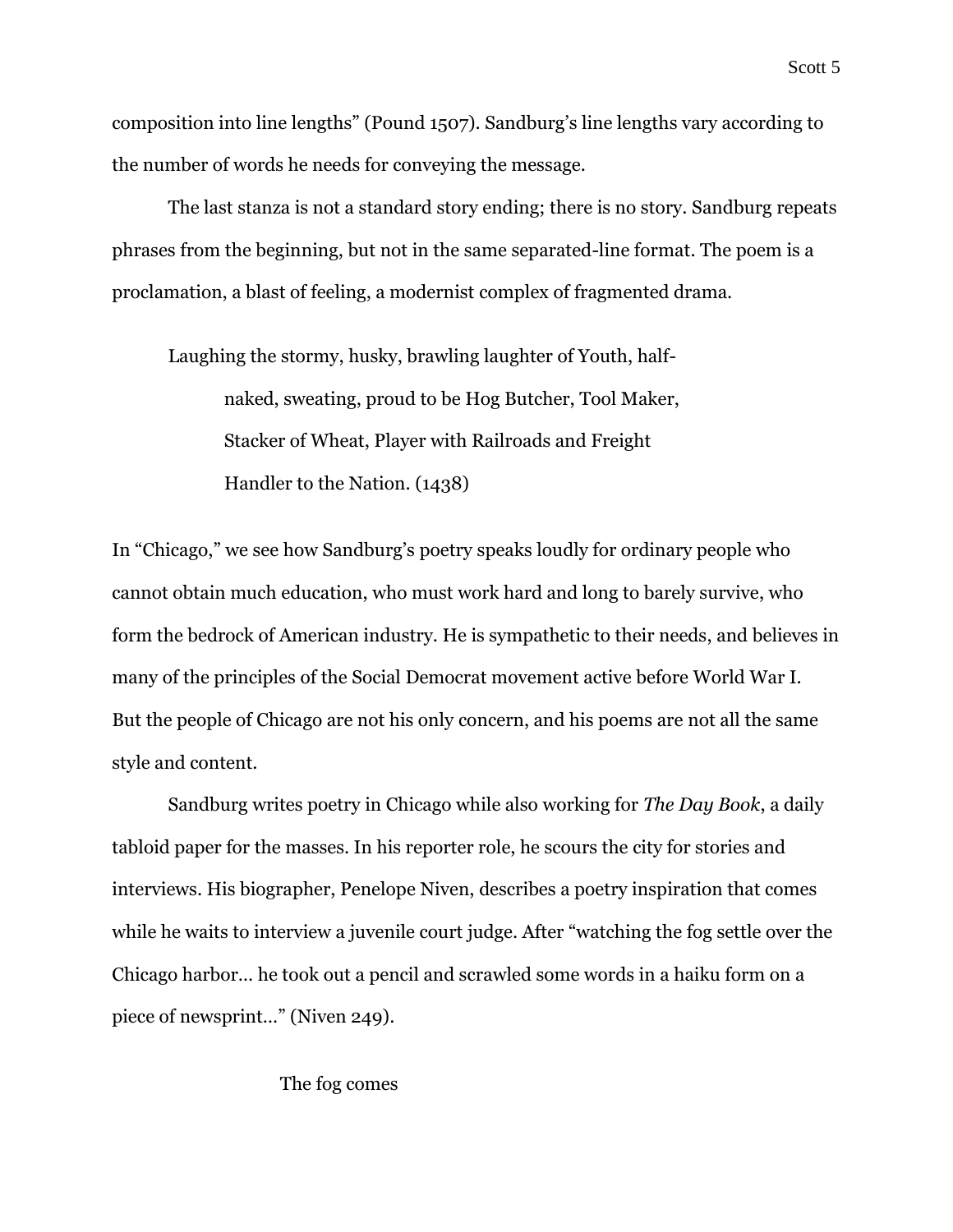composition into line lengths" (Pound 1507). Sandburg's line lengths vary according to the number of words he needs for conveying the message.

The last stanza is not a standard story ending; there is no story. Sandburg repeats phrases from the beginning, but not in the same separated-line format. The poem is a proclamation, a blast of feeling, a modernist complex of fragmented drama.

> Laughing the stormy, husky, brawling laughter of Youth, half-
> naked, sweating, proud to be Hog Butcher, Tool Maker,
> Stacker of Wheat, Player with Railroads and Freight
> Handler to the Nation. (1438)

In "Chicago," we see how Sandburg's poetry speaks loudly for ordinary people who cannot obtain much education, who must work hard and long to barely survive, who form the bedrock of American industry. He is sympathetic to their needs, and believes in many of the principles of the Social Democrat movement active before World War I. But the people of Chicago are not his only concern, and his poems are not all the same style and content.

Sandburg writes poetry in Chicago while also working for *The Day Book*, a daily tabloid paper for the masses. In his reporter role, he scours the city for stories and interviews. His biographer, Penelope Niven, describes a poetry inspiration that comes while he waits to interview a juvenile court judge. After "watching the fog settle over the Chicago harbor… he took out a pencil and scrawled some words in a haiku form on a piece of newsprint…" (Niven 249).

> The fog comes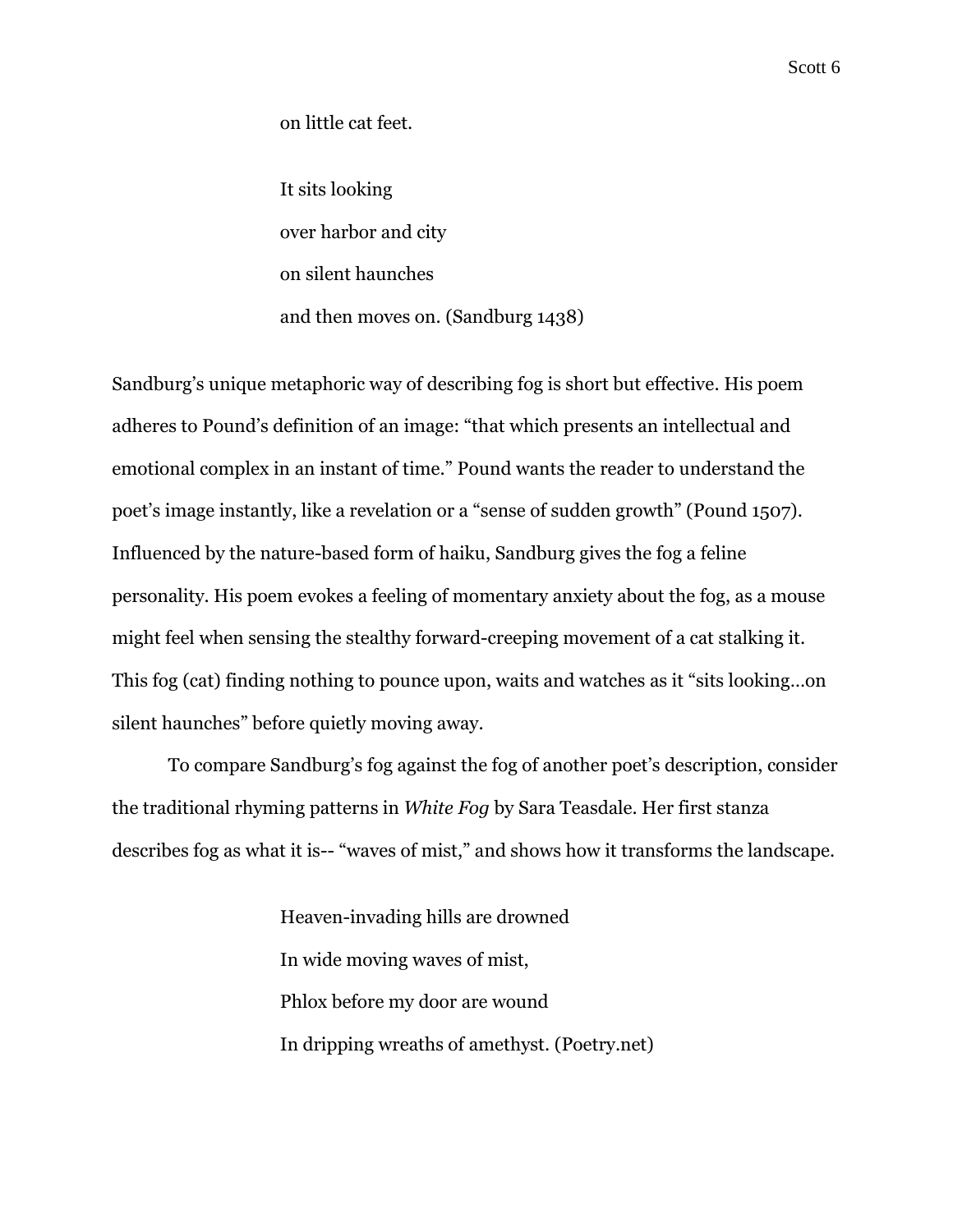> on little cat feet.
>
> It sits looking
> over harbor and city
> on silent haunches
> and then moves on. (Sandburg 1438)

Sandburg's unique metaphoric way of describing fog is short but effective. His poem adheres to Pound's definition of an image: "that which presents an intellectual and emotional complex in an instant of time." Pound wants the reader to understand the poet's image instantly, like a revelation or a "sense of sudden growth" (Pound 1507). Influenced by the nature-based form of haiku, Sandburg gives the fog a feline personality. His poem evokes a feeling of momentary anxiety about the fog, as a mouse might feel when sensing the stealthy forward-creeping movement of a cat stalking it. This fog (cat) finding nothing to pounce upon, waits and watches as it "sits looking…on silent haunches" before quietly moving away.

To compare Sandburg's fog against the fog of another poet's description, consider the traditional rhyming patterns in *White Fog* by Sara Teasdale. Her first stanza describes fog as what it is-- "waves of mist," and shows how it transforms the landscape.

> Heaven-invading hills are drowned
> In wide moving waves of mist,
> Phlox before my door are wound
> In dripping wreaths of amethyst. (Poetry.net)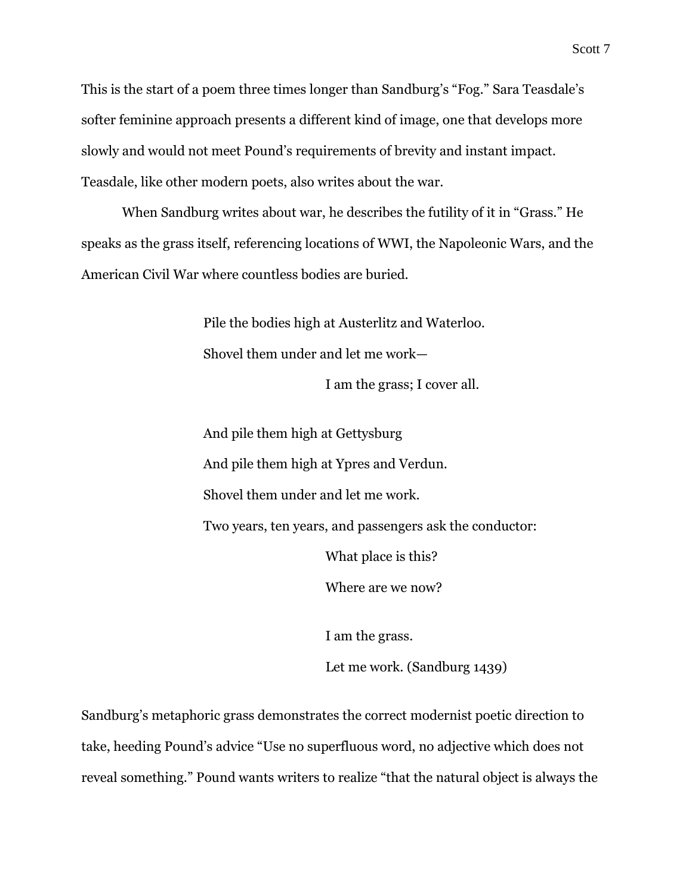This is the start of a poem three times longer than Sandburg's "Fog." Sara Teasdale's softer feminine approach presents a different kind of image, one that develops more slowly and would not meet Pound's requirements of brevity and instant impact. Teasdale, like other modern poets, also writes about the war.

When Sandburg writes about war, he describes the futility of it in "Grass." He speaks as the grass itself, referencing locations of WWI, the Napoleonic Wars, and the American Civil War where countless bodies are buried.

> Pile the bodies high at Austerlitz and Waterloo.
> Shovel them under and let me work—
> I am the grass; I cover all.
>
> And pile them high at Gettysburg
> And pile them high at Ypres and Verdun.
> Shovel them under and let me work.
> Two years, ten years, and passengers ask the conductor:
> What place is this?
> Where are we now?
>
> I am the grass.
> Let me work. (Sandburg 1439)

Sandburg's metaphoric grass demonstrates the correct modernist poetic direction to take, heeding Pound's advice "Use no superfluous word, no adjective which does not reveal something." Pound wants writers to realize "that the natural object is always the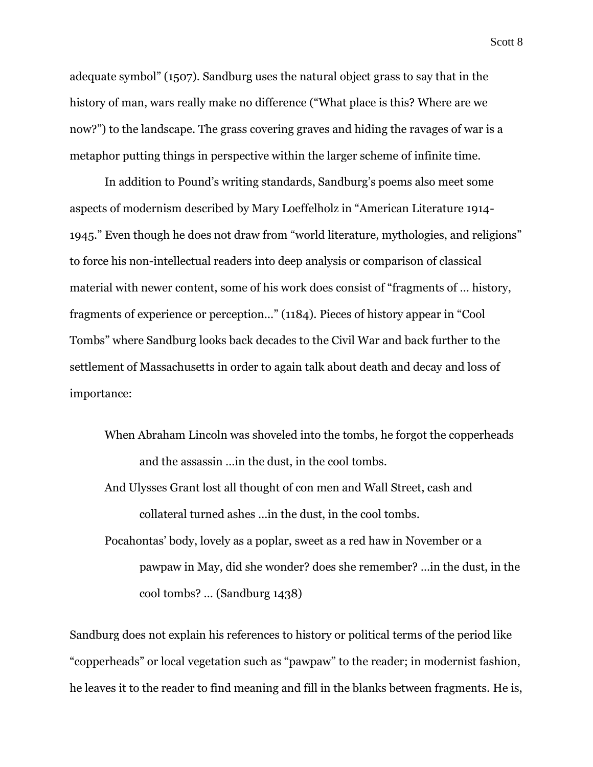adequate symbol" (1507). Sandburg uses the natural object grass to say that in the history of man, wars really make no difference ("What place is this? Where are we now?") to the landscape. The grass covering graves and hiding the ravages of war is a metaphor putting things in perspective within the larger scheme of infinite time.

In addition to Pound's writing standards, Sandburg's poems also meet some aspects of modernism described by Mary Loeffelholz in "American Literature 1914-1945." Even though he does not draw from "world literature, mythologies, and religions" to force his non-intellectual readers into deep analysis or comparison of classical material with newer content, some of his work does consist of "fragments of … history, fragments of experience or perception…" (1184). Pieces of history appear in "Cool Tombs" where Sandburg looks back decades to the Civil War and back further to the settlement of Massachusetts in order to again talk about death and decay and loss of importance:

> When Abraham Lincoln was shoveled into the tombs, he forgot the copperheads
> and the assassin …in the dust, in the cool tombs.
> And Ulysses Grant lost all thought of con men and Wall Street, cash and
> collateral turned ashes …in the dust, in the cool tombs.
> Pocahontas' body, lovely as a poplar, sweet as a red haw in November or a
> pawpaw in May, did she wonder? does she remember? …in the dust, in the
> cool tombs? … (Sandburg 1438)

Sandburg does not explain his references to history or political terms of the period like "copperheads" or local vegetation such as "pawpaw" to the reader; in modernist fashion, he leaves it to the reader to find meaning and fill in the blanks between fragments. He is,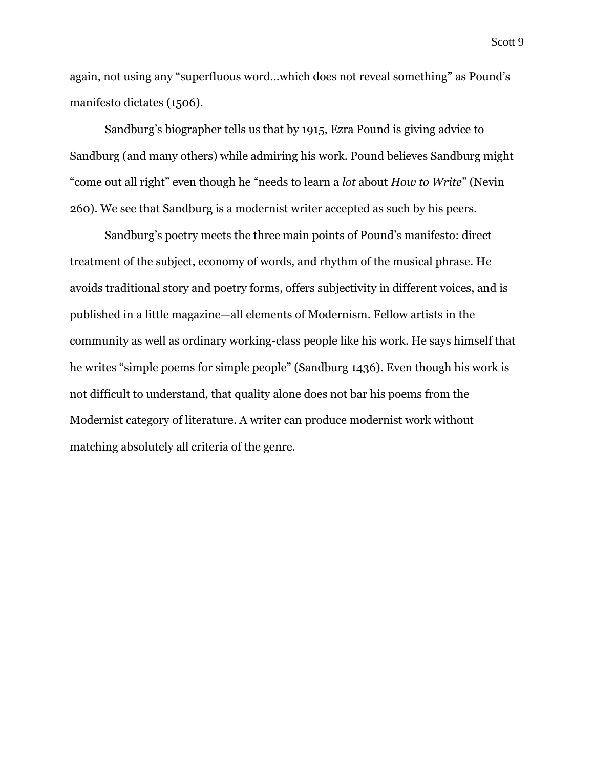again, not using any "superfluous word…which does not reveal something" as Pound's manifesto dictates (1506).

Sandburg's biographer tells us that by 1915, Ezra Pound is giving advice to Sandburg (and many others) while admiring his work. Pound believes Sandburg might "come out all right" even though he "needs to learn a *lot* about *How to Write*" (Nevin 260). We see that Sandburg is a modernist writer accepted as such by his peers.

Sandburg's poetry meets the three main points of Pound's manifesto: direct treatment of the subject, economy of words, and rhythm of the musical phrase. He avoids traditional story and poetry forms, offers subjectivity in different voices, and is published in a little magazine—all elements of Modernism. Fellow artists in the community as well as ordinary working-class people like his work. He says himself that he writes "simple poems for simple people" (Sandburg 1436). Even though his work is not difficult to understand, that quality alone does not bar his poems from the Modernist category of literature. A writer can produce modernist work without matching absolutely all criteria of the genre.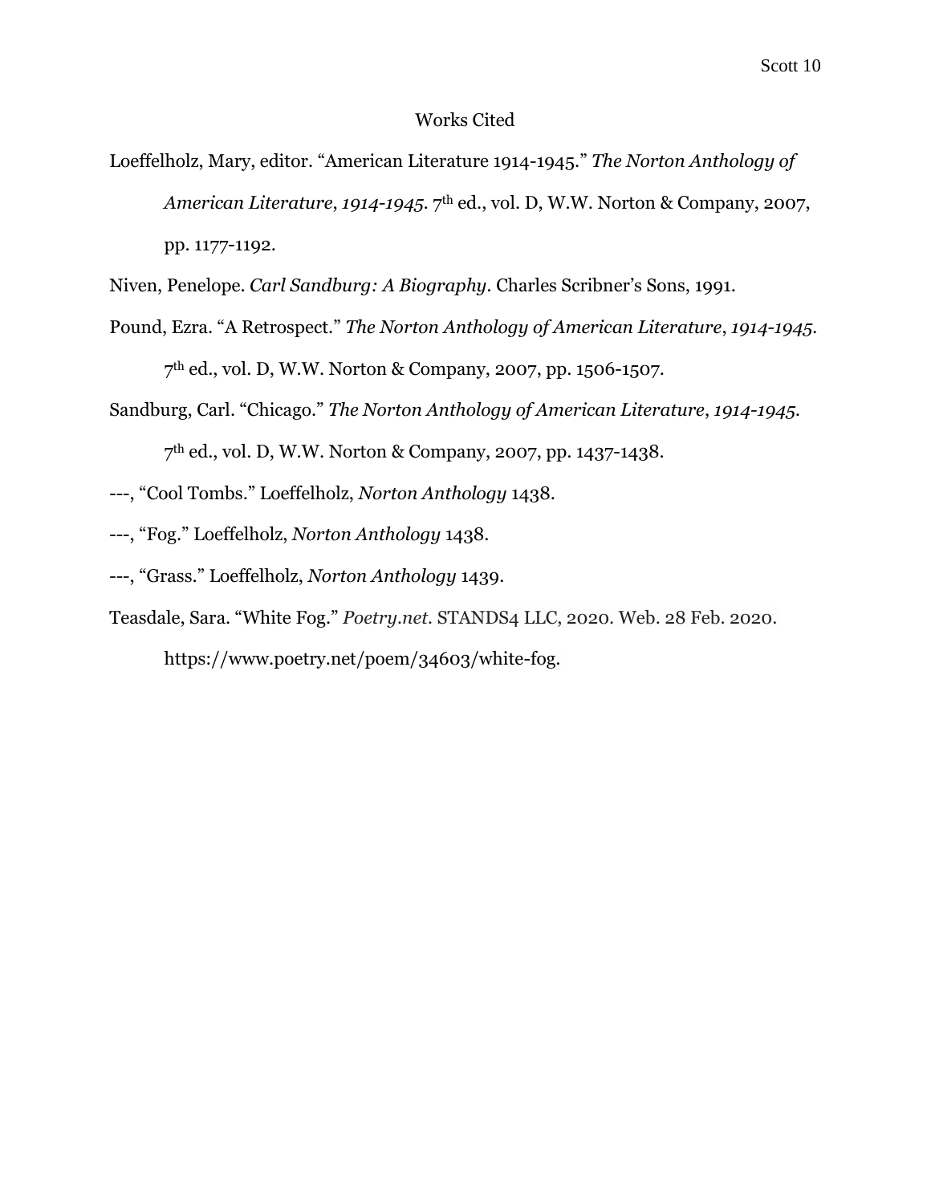# Works Cited

Loeffelholz, Mary, editor. "American Literature 1914-1945." *The Norton Anthology of American Literature*, *1914-1945*. 7th ed., vol. D, W.W. Norton & Company, 2007, pp. 1177-1192.

Niven, Penelope. *Carl Sandburg: A Biography*. Charles Scribner's Sons, 1991.

Pound, Ezra. "A Retrospect." *The Norton Anthology of American Literature*, *1914-1945*. 7th ed., vol. D, W.W. Norton & Company, 2007, pp. 1506-1507.

Sandburg, Carl. "Chicago." *The Norton Anthology of American Literature*, *1914-1945*. 7th ed., vol. D, W.W. Norton & Company, 2007, pp. 1437-1438.

---, "Cool Tombs." Loeffelholz, *Norton Anthology* 1438.

---, "Fog." Loeffelholz, *Norton Anthology* 1438.

---, "Grass." Loeffelholz, *Norton Anthology* 1439.

Teasdale, Sara. "White Fog." *Poetry.net*. STANDS4 LLC, 2020. Web. 28 Feb. 2020. https://www.poetry.net/poem/34603/white-fog.